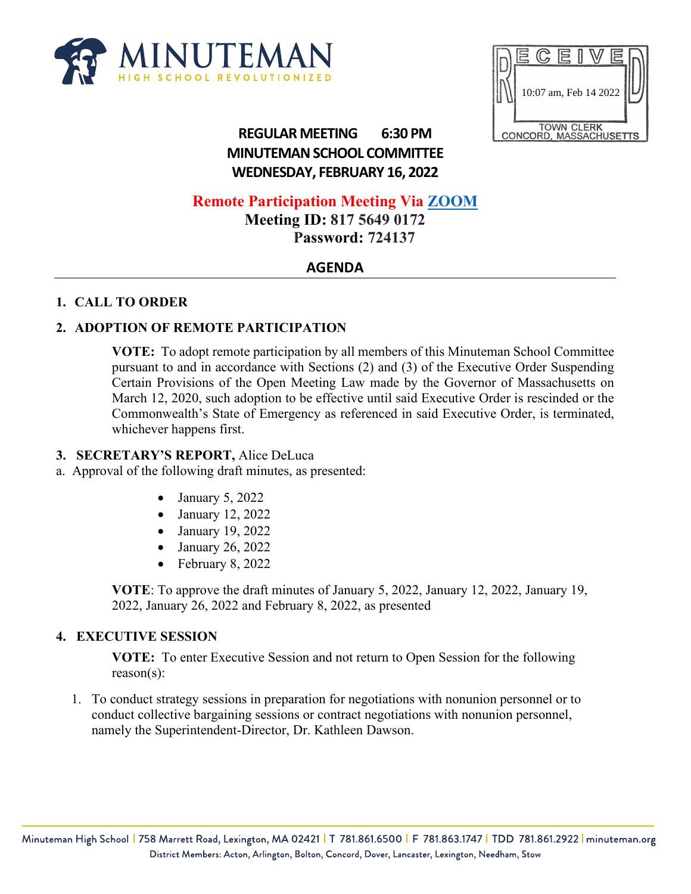MINUTEMAN
HIGH SCHOOL REVOLUTIONIZED

RECEIVED
10:07 am, Feb 14 2022
TOWN CLERK
CONCORD, MASSACHUSETTS

**REGULAR MEETING 6:30 PM**
**MINUTEMAN SCHOOL COMMITTEE**
**WEDNESDAY, FEBRUARY 16, 2022**

**Remote Participation Meeting Via ZOOM**
**Meeting ID: 817 5649 0172**
**Password: 724137**

## AGENDA

**1. CALL TO ORDER**

**2. ADOPTION OF REMOTE PARTICIPATION**

**VOTE:** To adopt remote participation by all members of this Minuteman School Committee pursuant to and in accordance with Sections (2) and (3) of the Executive Order Suspending Certain Provisions of the Open Meeting Law made by the Governor of Massachusetts on March 12, 2020, such adoption to be effective until said Executive Order is rescinded or the Commonwealth's State of Emergency as referenced in said Executive Order, is terminated, whichever happens first.

**3. SECRETARY'S REPORT,** Alice DeLuca

a. Approval of the following draft minutes, as presented:

- January 5, 2022
- January 12, 2022
- January 19, 2022
- January 26, 2022
- February 8, 2022

**VOTE**: To approve the draft minutes of January 5, 2022, January 12, 2022, January 19, 2022, January 26, 2022 and February 8, 2022, as presented

**4. EXECUTIVE SESSION**

**VOTE:** To enter Executive Session and not return to Open Session for the following reason(s):

1. To conduct strategy sessions in preparation for negotiations with nonunion personnel or to conduct collective bargaining sessions or contract negotiations with nonunion personnel, namely the Superintendent-Director, Dr. Kathleen Dawson.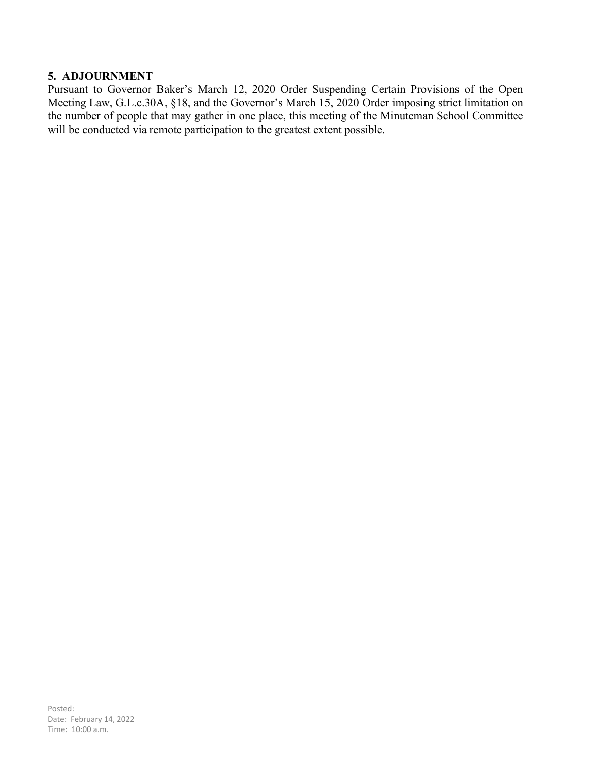**5. ADJOURNMENT**

Pursuant to Governor Baker's March 12, 2020 Order Suspending Certain Provisions of the Open Meeting Law, G.L.c.30A, §18, and the Governor's March 15, 2020 Order imposing strict limitation on the number of people that may gather in one place, this meeting of the Minuteman School Committee will be conducted via remote participation to the greatest extent possible.

Posted:
Date: February 14, 2022
Time: 10:00 a.m.